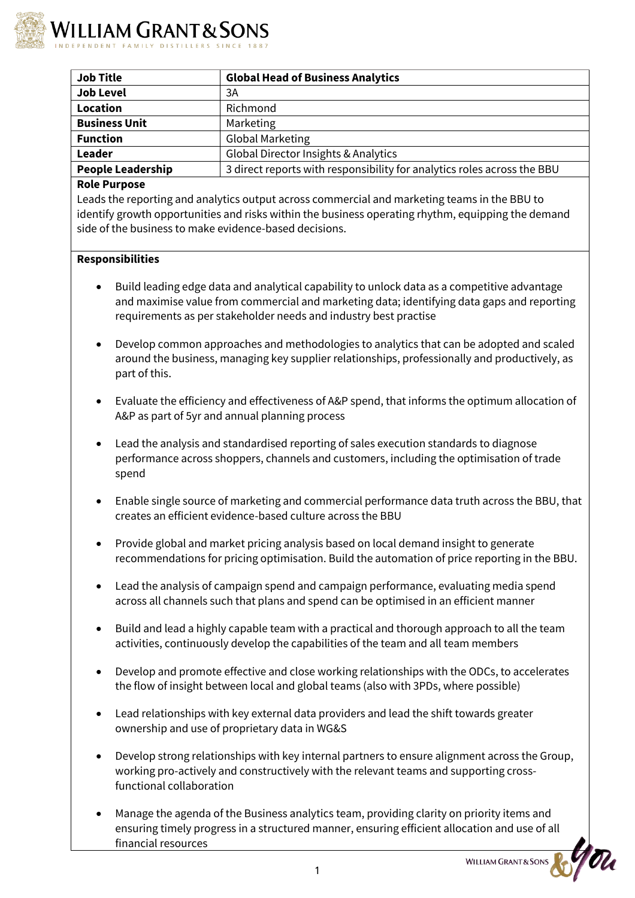| Job Title | Global Head of Business Analytics |
| --- | --- |
| Job Level | 3A |
| Location | Richmond |
| Business Unit | Marketing |
| Function | Global Marketing |
| Leader | Global Director Insights & Analytics |
| People Leadership | 3 direct reports with responsibility for analytics roles across the BBU |

**Role Purpose**

Leads the reporting and analytics output across commercial and marketing teams in the BBU to identify growth opportunities and risks within the business operating rhythm, equipping the demand side of the business to make evidence-based decisions.

**Responsibilities**

- Build leading edge data and analytical capability to unlock data as a competitive advantage and maximise value from commercial and marketing data; identifying data gaps and reporting requirements as per stakeholder needs and industry best practise
- Develop common approaches and methodologies to analytics that can be adopted and scaled around the business, managing key supplier relationships, professionally and productively, as part of this.
- Evaluate the efficiency and effectiveness of A&P spend, that informs the optimum allocation of A&P as part of 5yr and annual planning process
- Lead the analysis and standardised reporting of sales execution standards to diagnose performance across shoppers, channels and customers, including the optimisation of trade spend
- Enable single source of marketing and commercial performance data truth across the BBU, that creates an efficient evidence-based culture across the BBU
- Provide global and market pricing analysis based on local demand insight to generate recommendations for pricing optimisation. Build the automation of price reporting in the BBU.
- Lead the analysis of campaign spend and campaign performance, evaluating media spend across all channels such that plans and spend can be optimised in an efficient manner
- Build and lead a highly capable team with a practical and thorough approach to all the team activities, continuously develop the capabilities of the team and all team members
- Develop and promote effective and close working relationships with the ODCs, to accelerates the flow of insight between local and global teams (also with 3PDs, where possible)
- Lead relationships with key external data providers and lead the shift towards greater ownership and use of proprietary data in WG&S
- Develop strong relationships with key internal partners to ensure alignment across the Group, working pro-actively and constructively with the relevant teams and supporting cross-functional collaboration
- Manage the agenda of the Business analytics team, providing clarity on priority items and ensuring timely progress in a structured manner, ensuring efficient allocation and use of all financial resources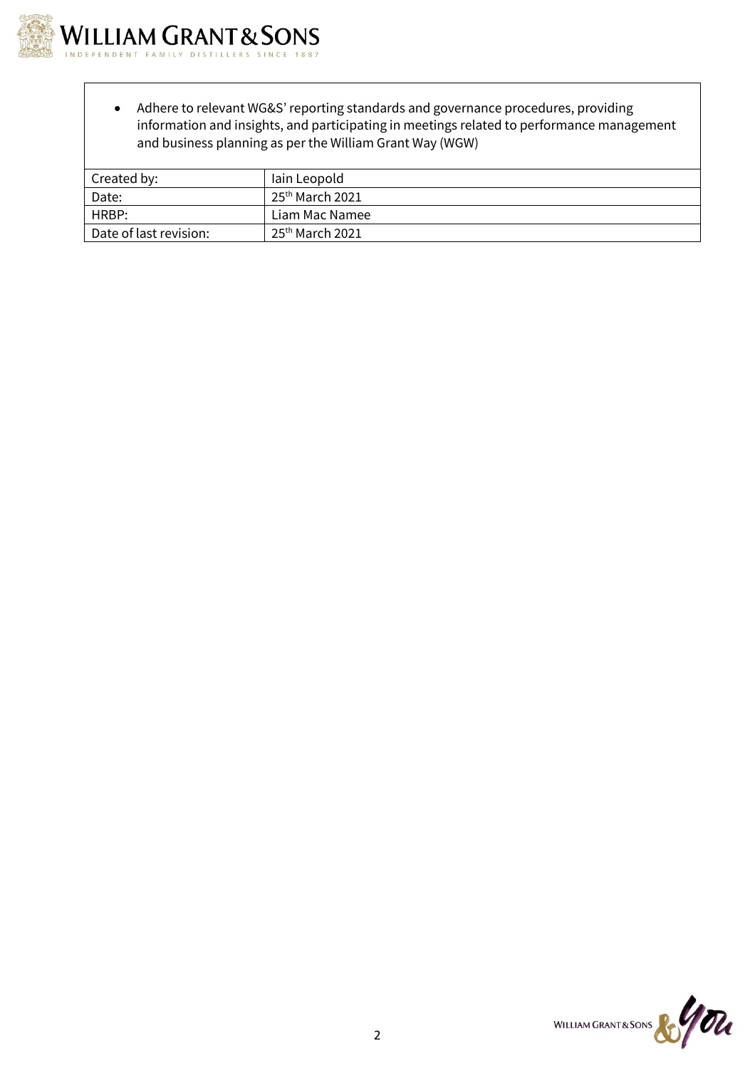- Adhere to relevant WG&S' reporting standards and governance procedures, providing information and insights, and participating in meetings related to performance management and business planning as per the William Grant Way (WGW)

| | |
|---|---|
| Created by: | Iain Leopold |
| Date: | 25th March 2021 |
| HRBP: | Liam Mac Namee |
| Date of last revision: | 25th March 2021 |